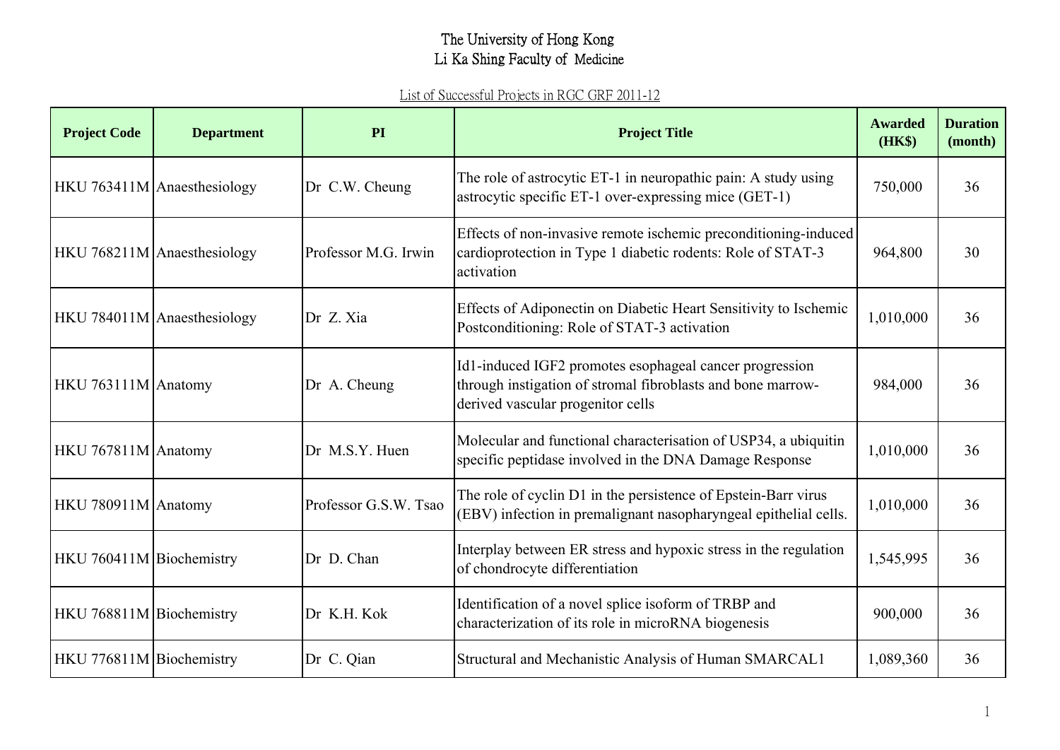# The University of Hong Kong
# Li Ka Shing Faculty of Medicine

List of Successful Projects in RGC GRF 2011-12

| Project Code | Department | PI | Project Title | Awarded (HK$) | Duration (month) |
|---|---|---|---|---|---|
| HKU 763411M | Anaesthesiology | Dr C.W. Cheung | The role of astrocytic ET-1 in neuropathic pain: A study using astrocytic specific ET-1 over-expressing mice (GET-1) | 750,000 | 36 |
| HKU 768211M | Anaesthesiology | Professor M.G. Irwin | Effects of non-invasive remote ischemic preconditioning-induced cardioprotection in Type 1 diabetic rodents: Role of STAT-3 activation | 964,800 | 30 |
| HKU 784011M | Anaesthesiology | Dr Z. Xia | Effects of Adiponectin on Diabetic Heart Sensitivity to Ischemic Postconditioning: Role of STAT-3 activation | 1,010,000 | 36 |
| HKU 763111M | Anatomy | Dr A. Cheung | Id1-induced IGF2 promotes esophageal cancer progression through instigation of stromal fibroblasts and bone marrow-derived vascular progenitor cells | 984,000 | 36 |
| HKU 767811M | Anatomy | Dr M.S.Y. Huen | Molecular and functional characterisation of USP34, a ubiquitin specific peptidase involved in the DNA Damage Response | 1,010,000 | 36 |
| HKU 780911M | Anatomy | Professor G.S.W. Tsao | The role of cyclin D1 in the persistence of Epstein-Barr virus (EBV) infection in premalignant nasopharyngeal epithelial cells. | 1,010,000 | 36 |
| HKU 760411M | Biochemistry | Dr D. Chan | Interplay between ER stress and hypoxic stress in the regulation of chondrocyte differentiation | 1,545,995 | 36 |
| HKU 768811M | Biochemistry | Dr K.H. Kok | Identification of a novel splice isoform of TRBP and characterization of its role in microRNA biogenesis | 900,000 | 36 |
| HKU 776811M | Biochemistry | Dr C. Qian | Structural and Mechanistic Analysis of Human SMARCAL1 | 1,089,360 | 36 |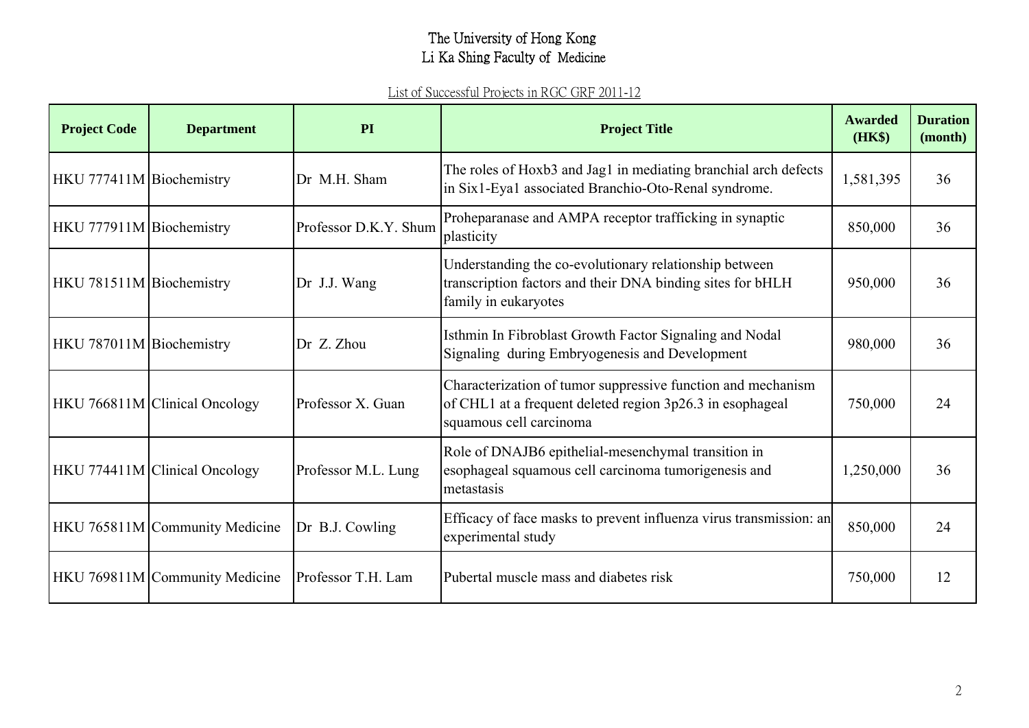# The University of Hong Kong
## Li Ka Shing Faculty of Medicine

List of Successful Projects in RGC GRF 2011-12

| Project Code | Department | PI | Project Title | Awarded (HK$) | Duration (month) |
|---|---|---|---|---|---|
| HKU 777411M | Biochemistry | Dr M.H. Sham | The roles of Hoxb3 and Jag1 in mediating branchial arch defects in Six1-Eya1 associated Branchio-Oto-Renal syndrome. | 1,581,395 | 36 |
| HKU 777911M | Biochemistry | Professor D.K.Y. Shum | Proheparanase and AMPA receptor trafficking in synaptic plasticity | 850,000 | 36 |
| HKU 781511M | Biochemistry | Dr J.J. Wang | Understanding the co-evolutionary relationship between transcription factors and their DNA binding sites for bHLH family in eukaryotes | 950,000 | 36 |
| HKU 787011M | Biochemistry | Dr Z. Zhou | Isthmin In Fibroblast Growth Factor Signaling and Nodal Signaling during Embryogenesis and Development | 980,000 | 36 |
| HKU 766811M | Clinical Oncology | Professor X. Guan | Characterization of tumor suppressive function and mechanism of CHL1 at a frequent deleted region 3p26.3 in esophageal squamous cell carcinoma | 750,000 | 24 |
| HKU 774411M | Clinical Oncology | Professor M.L. Lung | Role of DNAJB6 epithelial-mesenchymal transition in esophageal squamous cell carcinoma tumorigenesis and metastasis | 1,250,000 | 36 |
| HKU 765811M | Community Medicine | Dr B.J. Cowling | Efficacy of face masks to prevent influenza virus transmission: an experimental study | 850,000 | 24 |
| HKU 769811M | Community Medicine | Professor T.H. Lam | Pubertal muscle mass and diabetes risk | 750,000 | 12 |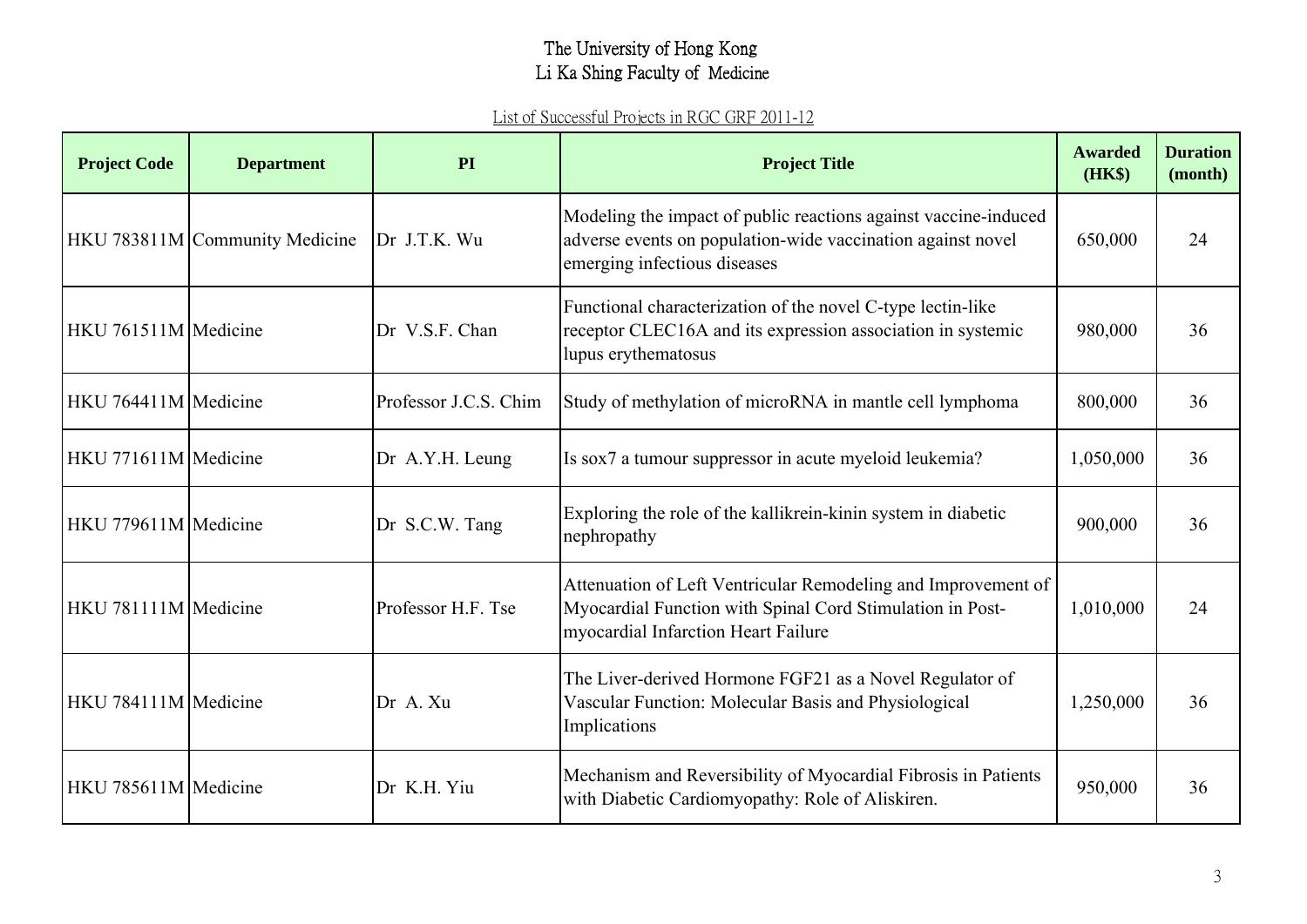# The University of Hong Kong
## Li Ka Shing Faculty of Medicine

List of Successful Projects in RGC GRF 2011-12

| Project Code | Department | PI | Project Title | Awarded (HK$) | Duration (month) |
|---|---|---|---|---|---|
| HKU 783811M | Community Medicine | Dr J.T.K. Wu | Modeling the impact of public reactions against vaccine-induced adverse events on population-wide vaccination against novel emerging infectious diseases | 650,000 | 24 |
| HKU 761511M | Medicine | Dr V.S.F. Chan | Functional characterization of the novel C-type lectin-like receptor CLEC16A and its expression association in systemic lupus erythematosus | 980,000 | 36 |
| HKU 764411M | Medicine | Professor J.C.S. Chim | Study of methylation of microRNA in mantle cell lymphoma | 800,000 | 36 |
| HKU 771611M | Medicine | Dr A.Y.H. Leung | Is sox7 a tumour suppressor in acute myeloid leukemia? | 1,050,000 | 36 |
| HKU 779611M | Medicine | Dr S.C.W. Tang | Exploring the role of the kallikrein-kinin system in diabetic nephropathy | 900,000 | 36 |
| HKU 781111M | Medicine | Professor H.F. Tse | Attenuation of Left Ventricular Remodeling and Improvement of Myocardial Function with Spinal Cord Stimulation in Post-myocardial Infarction Heart Failure | 1,010,000 | 24 |
| HKU 784111M | Medicine | Dr A. Xu | The Liver-derived Hormone FGF21 as a Novel Regulator of Vascular Function: Molecular Basis and Physiological Implications | 1,250,000 | 36 |
| HKU 785611M | Medicine | Dr K.H. Yiu | Mechanism and Reversibility of Myocardial Fibrosis in Patients with Diabetic Cardiomyopathy: Role of Aliskiren. | 950,000 | 36 |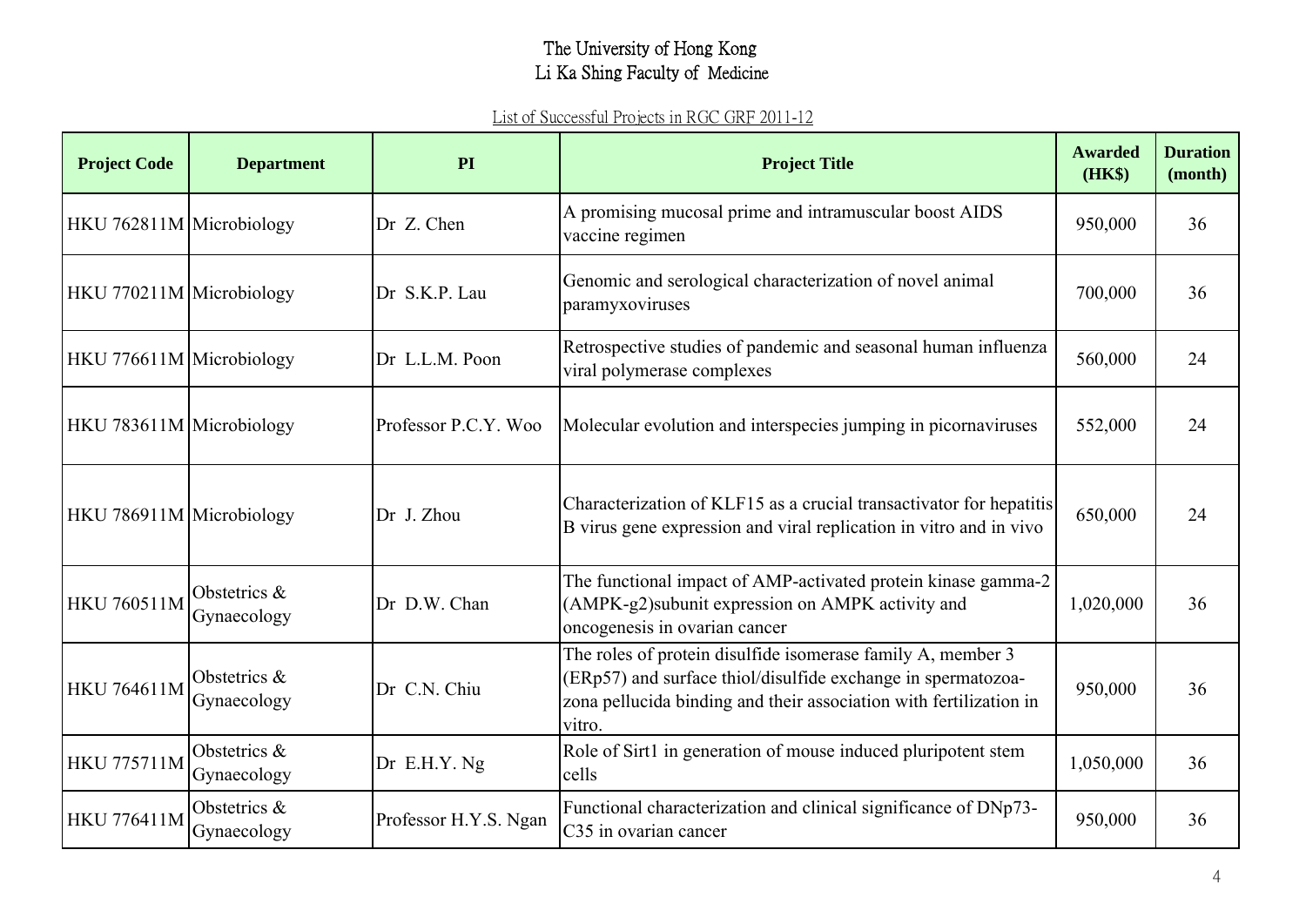# The University of Hong Kong
## Li Ka Shing Faculty of Medicine

List of Successful Projects in RGC GRF 2011-12

| Project Code | Department | PI | Project Title | Awarded (HK$) | Duration (month) |
|---|---|---|---|---|---|
| HKU 762811M | Microbiology | Dr Z. Chen | A promising mucosal prime and intramuscular boost AIDS vaccine regimen | 950,000 | 36 |
| HKU 770211M | Microbiology | Dr S.K.P. Lau | Genomic and serological characterization of novel animal paramyxoviruses | 700,000 | 36 |
| HKU 776611M | Microbiology | Dr L.L.M. Poon | Retrospective studies of pandemic and seasonal human influenza viral polymerase complexes | 560,000 | 24 |
| HKU 783611M | Microbiology | Professor P.C.Y. Woo | Molecular evolution and interspecies jumping in picornaviruses | 552,000 | 24 |
| HKU 786911M | Microbiology | Dr J. Zhou | Characterization of KLF15 as a crucial transactivator for hepatitis B virus gene expression and viral replication in vitro and in vivo | 650,000 | 24 |
| HKU 760511M | Obstetrics & Gynaecology | Dr D.W. Chan | The functional impact of AMP-activated protein kinase gamma-2 (AMPK-g2)subunit expression on AMPK activity and oncogenesis in ovarian cancer | 1,020,000 | 36 |
| HKU 764611M | Obstetrics & Gynaecology | Dr C.N. Chiu | The roles of protein disulfide isomerase family A, member 3 (ERp57) and surface thiol/disulfide exchange in spermatozoa-zona pellucida binding and their association with fertilization in vitro. | 950,000 | 36 |
| HKU 775711M | Obstetrics & Gynaecology | Dr E.H.Y. Ng | Role of Sirt1 in generation of mouse induced pluripotent stem cells | 1,050,000 | 36 |
| HKU 776411M | Obstetrics & Gynaecology | Professor H.Y.S. Ngan | Functional characterization and clinical significance of DNp73-C35 in ovarian cancer | 950,000 | 36 |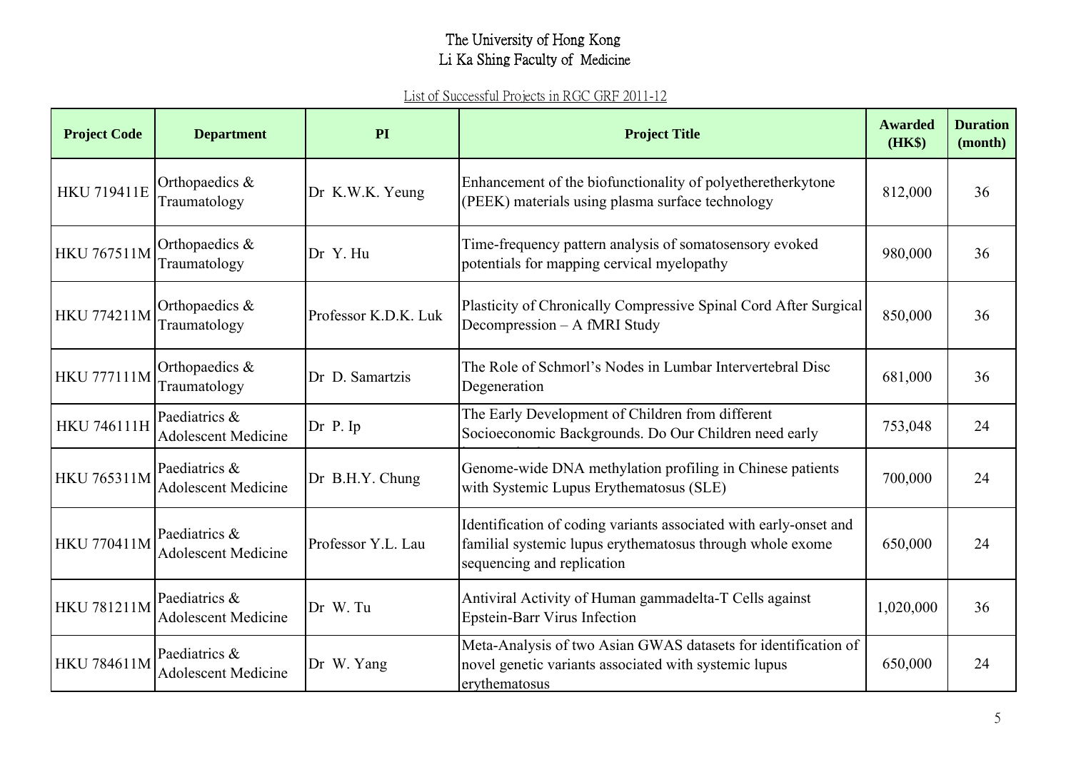The University of Hong Kong
Li Ka Shing Faculty of Medicine

List of Successful Projects in RGC GRF 2011-12

| Project Code | Department | PI | Project Title | Awarded (HK$) | Duration (month) |
|---|---|---|---|---|---|
| HKU 719411E | Orthopaedics & Traumatology | Dr K.W.K. Yeung | Enhancement of the biofunctionality of polyetheretherkytone (PEEK) materials using plasma surface technology | 812,000 | 36 |
| HKU 767511M | Orthopaedics & Traumatology | Dr Y. Hu | Time-frequency pattern analysis of somatosensory evoked potentials for mapping cervical myelopathy | 980,000 | 36 |
| HKU 774211M | Orthopaedics & Traumatology | Professor K.D.K. Luk | Plasticity of Chronically Compressive Spinal Cord After Surgical Decompression – A fMRI Study | 850,000 | 36 |
| HKU 777111M | Orthopaedics & Traumatology | Dr D. Samartzis | The Role of Schmorl's Nodes in Lumbar Intervertebral Disc Degeneration | 681,000 | 36 |
| HKU 746111H | Paediatrics & Adolescent Medicine | Dr P. Ip | The Early Development of Children from different Socioeconomic Backgrounds. Do Our Children need early | 753,048 | 24 |
| HKU 765311M | Paediatrics & Adolescent Medicine | Dr B.H.Y. Chung | Genome-wide DNA methylation profiling in Chinese patients with Systemic Lupus Erythematosus (SLE) | 700,000 | 24 |
| HKU 770411M | Paediatrics & Adolescent Medicine | Professor Y.L. Lau | Identification of coding variants associated with early-onset and familial systemic lupus erythematosus through whole exome sequencing and replication | 650,000 | 24 |
| HKU 781211M | Paediatrics & Adolescent Medicine | Dr W. Tu | Antiviral Activity of Human gammadelta-T Cells against Epstein-Barr Virus Infection | 1,020,000 | 36 |
| HKU 784611M | Paediatrics & Adolescent Medicine | Dr W. Yang | Meta-Analysis of two Asian GWAS datasets for identification of novel genetic variants associated with systemic lupus erythematosus | 650,000 | 24 |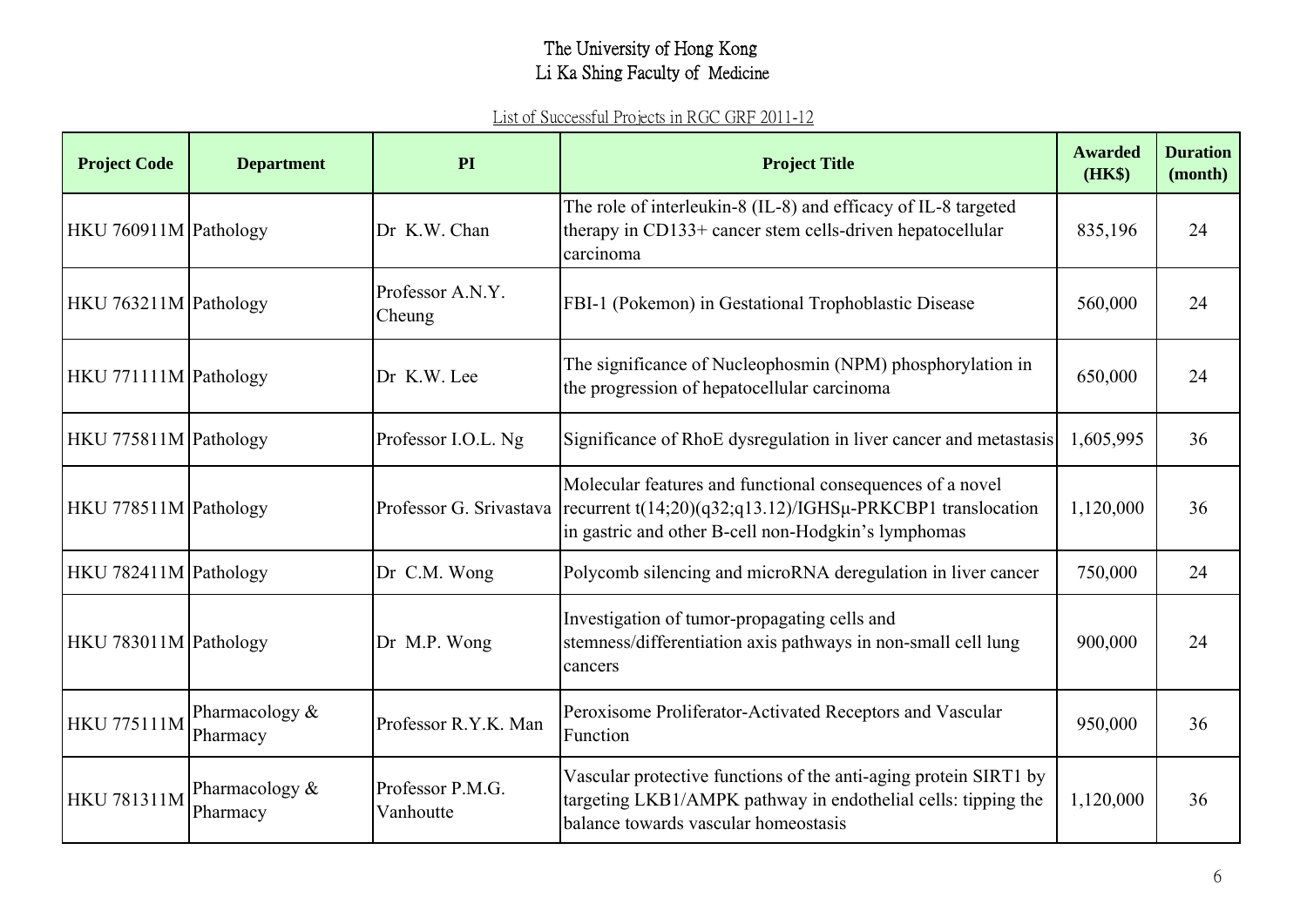# The University of Hong Kong
## Li Ka Shing Faculty of Medicine

List of Successful Projects in RGC GRF 2011-12

| Project Code | Department | PI | Project Title | Awarded (HK$) | Duration (month) |
|---|---|---|---|---|---|
| HKU 760911M | Pathology | Dr K.W. Chan | The role of interleukin-8 (IL-8) and efficacy of IL-8 targeted therapy in CD133+ cancer stem cells-driven hepatocellular carcinoma | 835,196 | 24 |
| HKU 763211M | Pathology | Professor A.N.Y. Cheung | FBI-1 (Pokemon) in Gestational Trophoblastic Disease | 560,000 | 24 |
| HKU 771111M | Pathology | Dr K.W. Lee | The significance of Nucleophosmin (NPM) phosphorylation in the progression of hepatocellular carcinoma | 650,000 | 24 |
| HKU 775811M | Pathology | Professor I.O.L. Ng | Significance of RhoE dysregulation in liver cancer and metastasis | 1,605,995 | 36 |
| HKU 778511M | Pathology | Professor G. Srivastava | Molecular features and functional consequences of a novel recurrent t(14;20)(q32;q13.12)/IGHSμ-PRKCBP1 translocation in gastric and other B-cell non-Hodgkin's lymphomas | 1,120,000 | 36 |
| HKU 782411M | Pathology | Dr C.M. Wong | Polycomb silencing and microRNA deregulation in liver cancer | 750,000 | 24 |
| HKU 783011M | Pathology | Dr M.P. Wong | Investigation of tumor-propagating cells and stemness/differentiation axis pathways in non-small cell lung cancers | 900,000 | 24 |
| HKU 775111M | Pharmacology & Pharmacy | Professor R.Y.K. Man | Peroxisome Proliferator-Activated Receptors and Vascular Function | 950,000 | 36 |
| HKU 781311M | Pharmacology & Pharmacy | Professor P.M.G. Vanhoutte | Vascular protective functions of the anti-aging protein SIRT1 by targeting LKB1/AMPK pathway in endothelial cells: tipping the balance towards vascular homeostasis | 1,120,000 | 36 |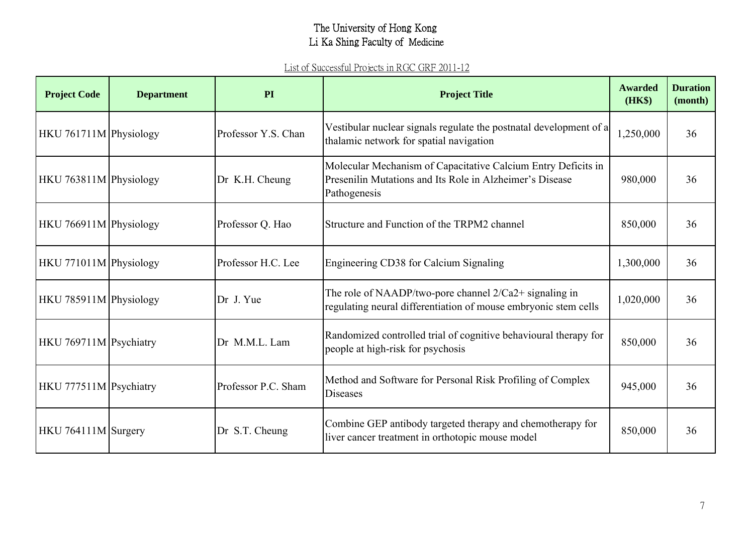# The University of Hong Kong
# Li Ka Shing Faculty of Medicine

List of Successful Projects in RGC GRF 2011-12

| Project Code | Department | PI | Project Title | Awarded (HK$) | Duration (month) |
|---|---|---|---|---|---|
| HKU 761711M | Physiology | Professor Y.S. Chan | Vestibular nuclear signals regulate the postnatal development of a thalamic network for spatial navigation | 1,250,000 | 36 |
| HKU 763811M | Physiology | Dr K.H. Cheung | Molecular Mechanism of Capacitative Calcium Entry Deficits in Presenilin Mutations and Its Role in Alzheimer's Disease Pathogenesis | 980,000 | 36 |
| HKU 766911M | Physiology | Professor Q. Hao | Structure and Function of the TRPM2 channel | 850,000 | 36 |
| HKU 771011M | Physiology | Professor H.C. Lee | Engineering CD38 for Calcium Signaling | 1,300,000 | 36 |
| HKU 785911M | Physiology | Dr J. Yue | The role of NAADP/two-pore channel 2/Ca2+ signaling in regulating neural differentiation of mouse embryonic stem cells | 1,020,000 | 36 |
| HKU 769711M | Psychiatry | Dr M.M.L. Lam | Randomized controlled trial of cognitive behavioural therapy for people at high-risk for psychosis | 850,000 | 36 |
| HKU 777511M | Psychiatry | Professor P.C. Sham | Method and Software for Personal Risk Profiling of Complex Diseases | 945,000 | 36 |
| HKU 764111M | Surgery | Dr S.T. Cheung | Combine GEP antibody targeted therapy and chemotherapy for liver cancer treatment in orthotopic mouse model | 850,000 | 36 |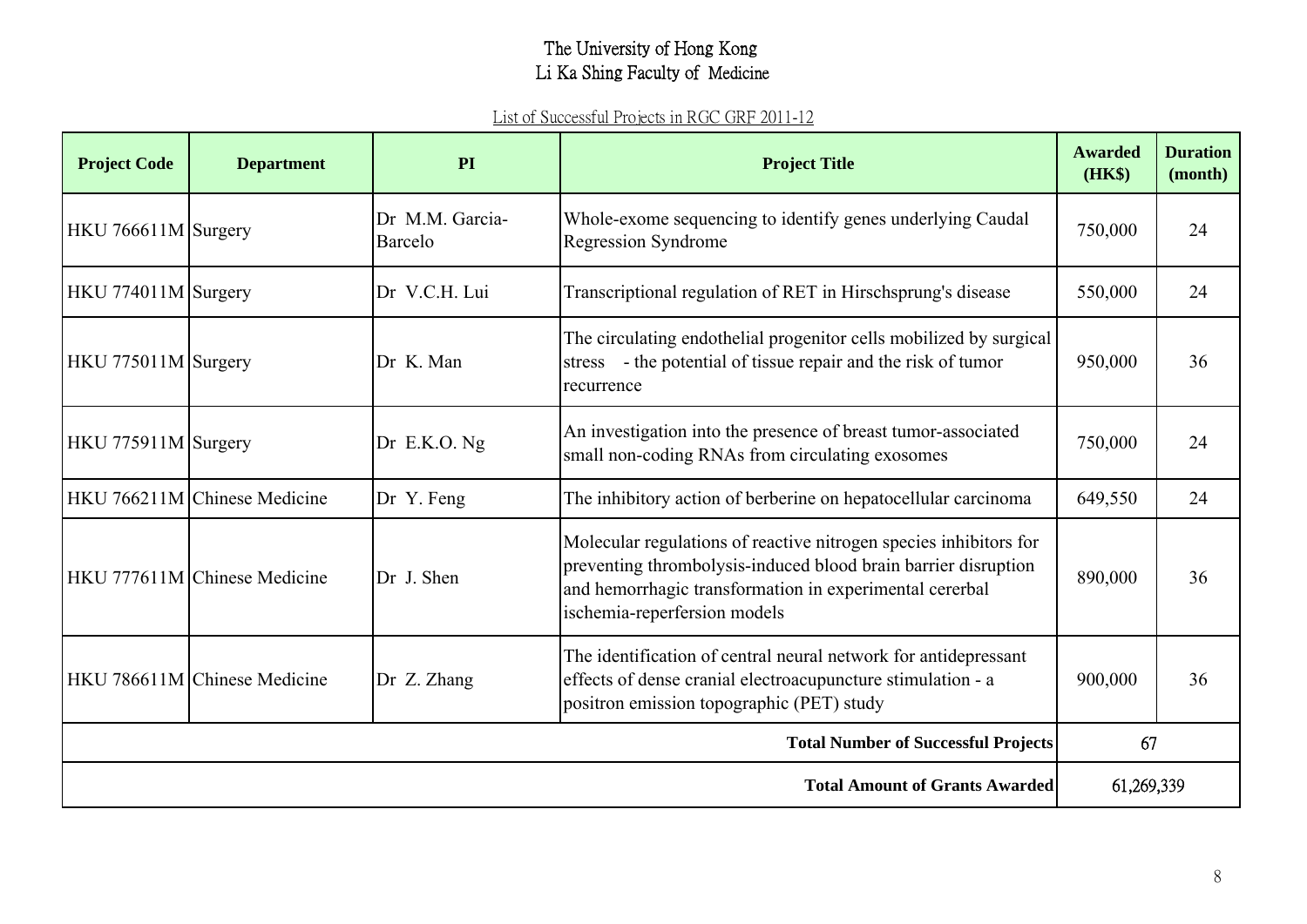# The University of Hong Kong
# Li Ka Shing Faculty of Medicine

List of Successful Projects in RGC GRF 2011-12

| Project Code | Department | PI | Project Title | Awarded (HK$) | Duration (month) |
|---|---|---|---|---|---|
| HKU 766611M | Surgery | Dr M.M. Garcia-Barcelo | Whole-exome sequencing to identify genes underlying Caudal Regression Syndrome | 750,000 | 24 |
| HKU 774011M | Surgery | Dr V.C.H. Lui | Transcriptional regulation of RET in Hirschsprung's disease | 550,000 | 24 |
| HKU 775011M | Surgery | Dr K. Man | The circulating endothelial progenitor cells mobilized by surgical stress - the potential of tissue repair and the risk of tumor recurrence | 950,000 | 36 |
| HKU 775911M | Surgery | Dr E.K.O. Ng | An investigation into the presence of breast tumor-associated small non-coding RNAs from circulating exosomes | 750,000 | 24 |
| HKU 766211M | Chinese Medicine | Dr Y. Feng | The inhibitory action of berberine on hepatocellular carcinoma | 649,550 | 24 |
| HKU 777611M | Chinese Medicine | Dr J. Shen | Molecular regulations of reactive nitrogen species inhibitors for preventing thrombolysis-induced blood brain barrier disruption and hemorrhagic transformation in experimental cererbal ischemia-reperfersion models | 890,000 | 36 |
| HKU 786611M | Chinese Medicine | Dr Z. Zhang | The identification of central neural network for antidepressant effects of dense cranial electroacupuncture stimulation - a positron emission topographic (PET) study | 900,000 | 36 |
| | | | **Total Number of Successful Projects** | 67 | |
| | | | **Total Amount of Grants Awarded** | 61,269,339 | |